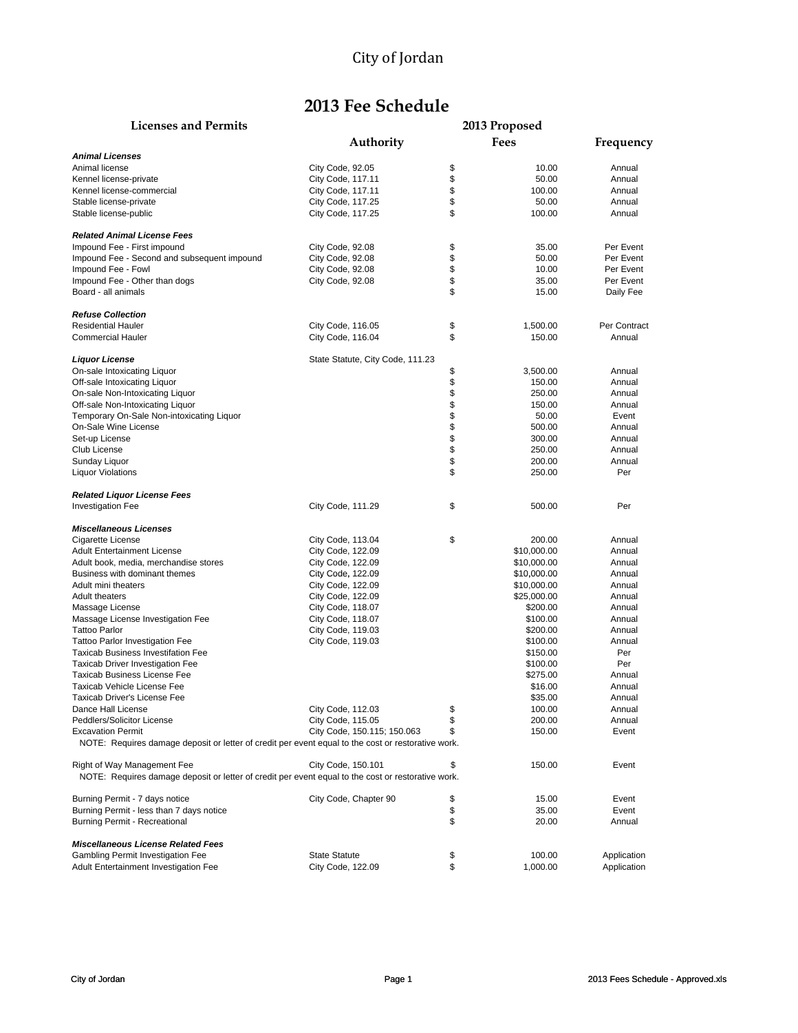# City of Jordan

## 2013 Fee Schedule

| Licenses and Permits | Authority | 2013 Proposed Fees | Frequency |
|---|---|---|---|
| ***Animal Licenses*** | | | |
| Animal license | City Code, 92.05 | $ 10.00 | Annual |
| Kennel license-private | City Code, 117.11 | $ 50.00 | Annual |
| Kennel license-commercial | City Code, 117.11 | $ 100.00 | Annual |
| Stable license-private | City Code, 117.25 | $ 50.00 | Annual |
| Stable license-public | City Code, 117.25 | $ 100.00 | Annual |
| | | | |
| ***Related Animal License Fees*** | | | |
| Impound Fee - First impound | City Code, 92.08 | $ 35.00 | Per Event |
| Impound Fee - Second and subsequent impound | City Code, 92.08 | $ 50.00 | Per Event |
| Impound Fee - Fowl | City Code, 92.08 | $ 10.00 | Per Event |
| Impound Fee - Other than dogs | City Code, 92.08 | $ 35.00 | Per Event |
| Board - all animals | | $ 15.00 | Daily Fee |
| | | | |
| ***Refuse Collection*** | | | |
| Residential Hauler | City Code, 116.05 | $ 1,500.00 | Per Contract |
| Commercial Hauler | City Code, 116.04 | $ 150.00 | Annual |
| | | | |
| ***Liquor License*** | State Statute, City Code, 111.23 | | |
| On-sale Intoxicating Liquor | | $ 3,500.00 | Annual |
| Off-sale Intoxicating Liquor | | $ 150.00 | Annual |
| On-sale Non-Intoxicating Liquor | | $ 250.00 | Annual |
| Off-sale Non-Intoxicating Liquor | | $ 150.00 | Annual |
| Temporary On-Sale Non-intoxicating Liquor | | $ 50.00 | Event |
| On-Sale Wine License | | $ 500.00 | Annual |
| Set-up License | | $ 300.00 | Annual |
| Club License | | $ 250.00 | Annual |
| Sunday Liquor | | $ 200.00 | Annual |
| Liquor Violations | | $ 250.00 | Per |
| | | | |
| ***Related Liquor License Fees*** | | | |
| Investigation Fee | City Code, 111.29 | $ 500.00 | Per |
| | | | |
| ***Miscellaneous Licenses*** | | | |
| Cigarette License | City Code, 113.04 | $ 200.00 | Annual |
| Adult Entertainment License | City Code, 122.09 | $10,000.00 | Annual |
| Adult book, media, merchandise stores | City Code, 122.09 | $10,000.00 | Annual |
| Business with dominant themes | City Code, 122.09 | $10,000.00 | Annual |
| Adult mini theaters | City Code, 122.09 | $10,000.00 | Annual |
| Adult theaters | City Code, 122.09 | $25,000.00 | Annual |
| Massage License | City Code, 118.07 | $200.00 | Annual |
| Massage License Investigation Fee | City Code, 118.07 | $100.00 | Annual |
| Tattoo Parlor | City Code, 119.03 | $200.00 | Annual |
| Tattoo Parlor Investigation Fee | City Code, 119.03 | $100.00 | Annual |
| Taxicab Business Investifation Fee | | $150.00 | Per |
| Taxicab Driver Investigation Fee | | $100.00 | Per |
| Taxicab Business License Fee | | $275.00 | Annual |
| Taxicab Vehicle License Fee | | $16.00 | Annual |
| Taxicab Driver's License Fee | | $35.00 | Annual |
| Dance Hall License | City Code, 112.03 | $ 100.00 | Annual |
| Peddlers/Solicitor License | City Code, 115.05 | $ 200.00 | Annual |
| Excavation Permit | City Code, 150.115; 150.063 | $ 150.00 | Event |
| NOTE: Requires damage deposit or letter of credit per event equal to the cost or restorative work. | | | |
| | | | |
| Right of Way Management Fee | City Code, 150.101 | $ 150.00 | Event |
| NOTE: Requires damage deposit or letter of credit per event equal to the cost or restorative work. | | | |
| | | | |
| Burning Permit - 7 days notice | City Code, Chapter 90 | $ 15.00 | Event |
| Burning Permit - less than 7 days notice | | $ 35.00 | Event |
| Burning Permit - Recreational | | $ 20.00 | Annual |
| | | | |
| ***Miscellaneous License Related Fees*** | | | |
| Gambling Permit Investigation Fee | State Statute | $ 100.00 | Application |
| Adult Entertainment Investigation Fee | City Code, 122.09 | $ 1,000.00 | Application |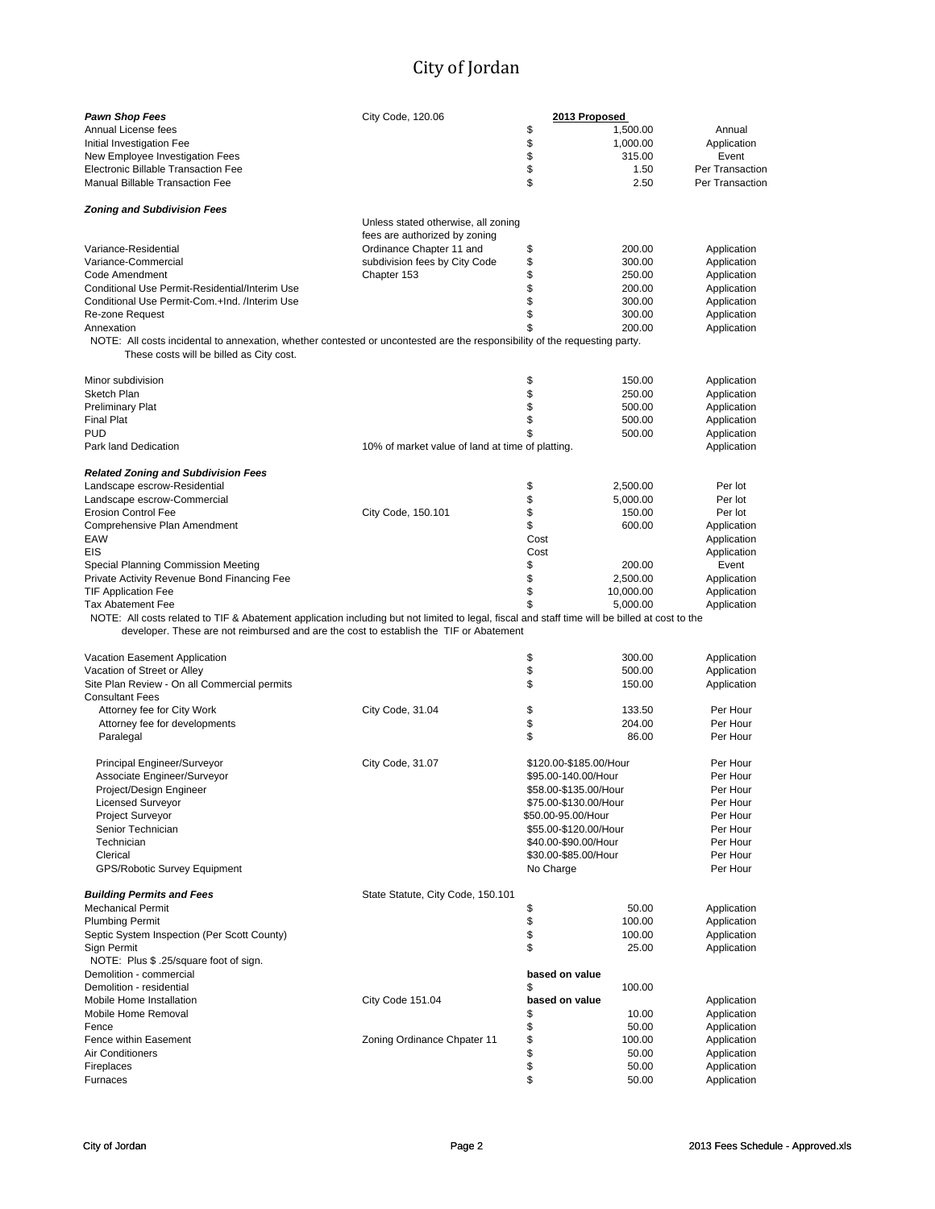# City of Jordan

| Fee | Authority | 2013 Proposed | Unit |
|---|---|---|---|
| ***Pawn Shop Fees*** | City Code, 120.06 | **2013 Proposed** | |
| Annual License fees | | $ 1,500.00 | Annual |
| Initial Investigation Fee | | $ 1,000.00 | Application |
| New Employee Investigation Fees | | $ 315.00 | Event |
| Electronic Billable Transaction Fee | | $ 1.50 | Per Transaction |
| Manual Billable Transaction Fee | | $ 2.50 | Per Transaction |
| | | | |
| ***Zoning and Subdivision Fees*** | | | |
| | Unless stated otherwise, all zoning fees are authorized by zoning Ordinance Chapter 11 and subdivision fees by City Code Chapter 153 | | |
| Variance-Residential | | $ 200.00 | Application |
| Variance-Commercial | | $ 300.00 | Application |
| Code Amendment | | $ 250.00 | Application |
| Conditional Use Permit-Residential/Interim Use | | $ 200.00 | Application |
| Conditional Use Permit-Com.+Ind. /Interim Use | | $ 300.00 | Application |
| Re-zone Request | | $ 300.00 | Application |
| Annexation | | $ 200.00 | Application |

NOTE: All costs incidental to annexation, whether contested or uncontested are the responsibility of the requesting party. These costs will be billed as City cost.

| Fee | Authority | 2013 Proposed | Unit |
|---|---|---|---|
| Minor subdivision | | $ 150.00 | Application |
| Sketch Plan | | $ 250.00 | Application |
| Preliminary Plat | | $ 500.00 | Application |
| Final Plat | | $ 500.00 | Application |
| PUD | | $ 500.00 | Application |
| Park land Dedication | 10% of market value of land at time of platting. | | Application |
| | | | |
| ***Related Zoning and Subdivision Fees*** | | | |
| Landscape escrow-Residential | | $ 2,500.00 | Per lot |
| Landscape escrow-Commercial | | $ 5,000.00 | Per lot |
| Erosion Control Fee | City Code, 150.101 | $ 150.00 | Per lot |
| Comprehensive Plan Amendment | | $ 600.00 | Application |
| EAW | | Cost | Application |
| EIS | | Cost | Application |
| Special Planning Commission Meeting | | $ 200.00 | Event |
| Private Activity Revenue Bond Financing Fee | | $ 2,500.00 | Application |
| TIF Application Fee | | $ 10,000.00 | Application |
| Tax Abatement Fee | | $ 5,000.00 | Application |

NOTE: All costs related to TIF & Abatement application including but not limited to legal, fiscal and staff time will be billed at cost to the developer. These are not reimbursed and are the cost to establish the TIF or Abatement

| Fee | Authority | 2013 Proposed | Unit |
|---|---|---|---|
| Vacation Easement Application | | $ 300.00 | Application |
| Vacation of Street or Alley | | $ 500.00 | Application |
| Site Plan Review - On all Commercial permits | | $ 150.00 | Application |
| Consultant Fees | | | |
| Attorney fee for City Work | City Code, 31.04 | $ 133.50 | Per Hour |
| Attorney fee for developments | | $ 204.00 | Per Hour |
| Paralegal | | $ 86.00 | Per Hour |
| | | | |
| Principal Engineer/Surveyor | City Code, 31.07 | $120.00-$185.00/Hour | Per Hour |
| Associate Engineer/Surveyor | | $95.00-140.00/Hour | Per Hour |
| Project/Design Engineer | | $58.00-$135.00/Hour | Per Hour |
| Licensed Surveyor | | $75.00-$130.00/Hour | Per Hour |
| Project Surveyor | | $50.00-95.00/Hour | Per Hour |
| Senior Technician | | $55.00-$120.00/Hour | Per Hour |
| Technician | | $40.00-$90.00/Hour | Per Hour |
| Clerical | | $30.00-$85.00/Hour | Per Hour |
| GPS/Robotic Survey Equipment | | No Charge | Per Hour |
| | | | |
| ***Building Permits and Fees*** | State Statute, City Code, 150.101 | | |
| Mechanical Permit | | $ 50.00 | Application |
| Plumbing Permit | | $ 100.00 | Application |
| Septic System Inspection (Per Scott County) | | $ 100.00 | Application |
| Sign Permit | | $ 25.00 | Application |
| NOTE: Plus $ .25/square foot of sign. | | | |
| Demolition - commercial | | **based on value** | |
| Demolition - residential | | $ 100.00 | |
| Mobile Home Installation | City Code 151.04 | **based on value** | Application |
| Mobile Home Removal | | $ 10.00 | Application |
| Fence | | $ 50.00 | Application |
| Fence within Easement | Zoning Ordinance Chpater 11 | $ 100.00 | Application |
| Air Conditioners | | $ 50.00 | Application |
| Fireplaces | | $ 50.00 | Application |
| Furnaces | | $ 50.00 | Application |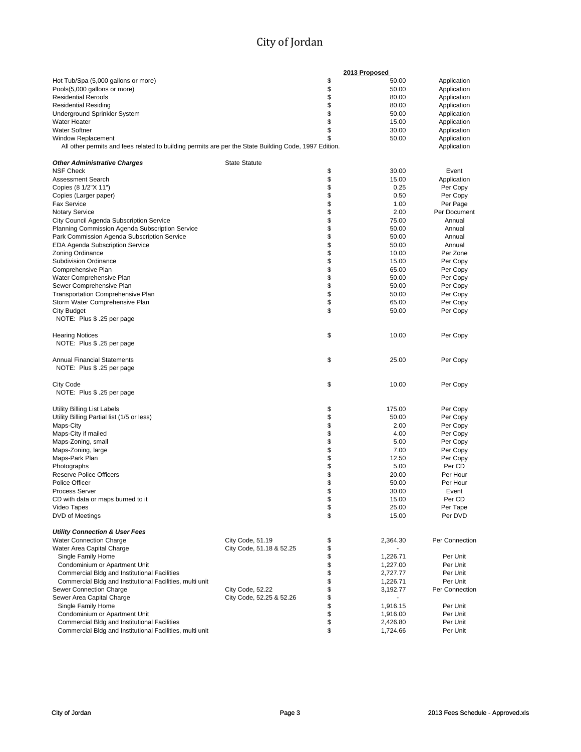# City of Jordan

| | | | 2013 Proposed | |
|---|---|---|---|---|
| Hot Tub/Spa (5,000 gallons or more) | | $ | 50.00 | Application |
| Pools(5,000 gallons or more) | | $ | 50.00 | Application |
| Residential Reroofs | | $ | 80.00 | Application |
| Residential Residing | | $ | 80.00 | Application |
| Underground Sprinkler System | | $ | 50.00 | Application |
| Water Heater | | $ | 15.00 | Application |
| Water Softner | | $ | 30.00 | Application |
| Window Replacement | | $ | 50.00 | Application |
| All other permits and fees related to building permits are per the State Building Code, 1997 Edition. | | | | Application |
| | | | | |
| ***Other Administrative Charges*** | State Statute | | | |
| NSF Check | | $ | 30.00 | Event |
| Assessment Search | | $ | 15.00 | Application |
| Copies (8 1/2"X 11") | | $ | 0.25 | Per Copy |
| Copies (Larger paper) | | $ | 0.50 | Per Copy |
| Fax Service | | $ | 1.00 | Per Page |
| Notary Service | | $ | 2.00 | Per Document |
| City Council Agenda Subscription Service | | $ | 75.00 | Annual |
| Planning Commission Agenda Subscription Service | | $ | 50.00 | Annual |
| Park Commission Agenda Subscription Service | | $ | 50.00 | Annual |
| EDA Agenda Subscription Service | | $ | 50.00 | Annual |
| Zoning Ordinance | | $ | 10.00 | Per Zone |
| Subdivision Ordinance | | $ | 15.00 | Per Copy |
| Comprehensive Plan | | $ | 65.00 | Per Copy |
| Water Comprehensive Plan | | $ | 50.00 | Per Copy |
| Sewer Comprehensive Plan | | $ | 50.00 | Per Copy |
| Transportation Comprehensive Plan | | $ | 50.00 | Per Copy |
| Storm Water Comprehensive Plan | | $ | 65.00 | Per Copy |
| City Budget | | $ | 50.00 | Per Copy |
| NOTE: Plus $ .25 per page | | | | |
| | | | | |
| Hearing Notices | | $ | 10.00 | Per Copy |
| NOTE: Plus $ .25 per page | | | | |
| | | | | |
| Annual Financial Statements | | $ | 25.00 | Per Copy |
| NOTE: Plus $ .25 per page | | | | |
| | | | | |
| City Code | | $ | 10.00 | Per Copy |
| NOTE: Plus $ .25 per page | | | | |
| | | | | |
| Utility Billing List Labels | | $ | 175.00 | Per Copy |
| Utility Billing Partial list (1/5 or less) | | $ | 50.00 | Per Copy |
| Maps-City | | $ | 2.00 | Per Copy |
| Maps-City if mailed | | $ | 4.00 | Per Copy |
| Maps-Zoning, small | | $ | 5.00 | Per Copy |
| Maps-Zoning, large | | $ | 7.00 | Per Copy |
| Maps-Park Plan | | $ | 12.50 | Per Copy |
| Photographs | | $ | 5.00 | Per CD |
| Reserve Police Officers | | $ | 20.00 | Per Hour |
| Police Officer | | $ | 50.00 | Per Hour |
| Process Server | | $ | 30.00 | Event |
| CD with data or maps burned to it | | $ | 15.00 | Per CD |
| Video Tapes | | $ | 25.00 | Per Tape |
| DVD of Meetings | | $ | 15.00 | Per DVD |
| | | | | |
| ***Utility Connection & User Fees*** | | | | |
| Water Connection Charge | City Code, 51.19 | $ | 2,364.30 | Per Connection |
| Water Area Capital Charge | City Code, 51.18 & 52.25 | $ | - | |
| Single Family Home | | $ | 1,226.71 | Per Unit |
| Condominium or Apartment Unit | | $ | 1,227.00 | Per Unit |
| Commercial Bldg and Institutional Facilities | | $ | 2,727.77 | Per Unit |
| Commercial Bldg and Institutional Facilities, multi unit | | $ | 1,226.71 | Per Unit |
| Sewer Connection Charge | City Code, 52.22 | $ | 3,192.77 | Per Connection |
| Sewer Area Capital Charge | City Code, 52.25 & 52.26 | $ | - | |
| Single Family Home | | $ | 1,916.15 | Per Unit |
| Condominium or Apartment Unit | | $ | 1,916.00 | Per Unit |
| Commercial Bldg and Institutional Facilities | | $ | 2,426.80 | Per Unit |
| Commercial Bldg and Institutional Facilities, multi unit | | $ | 1,724.66 | Per Unit |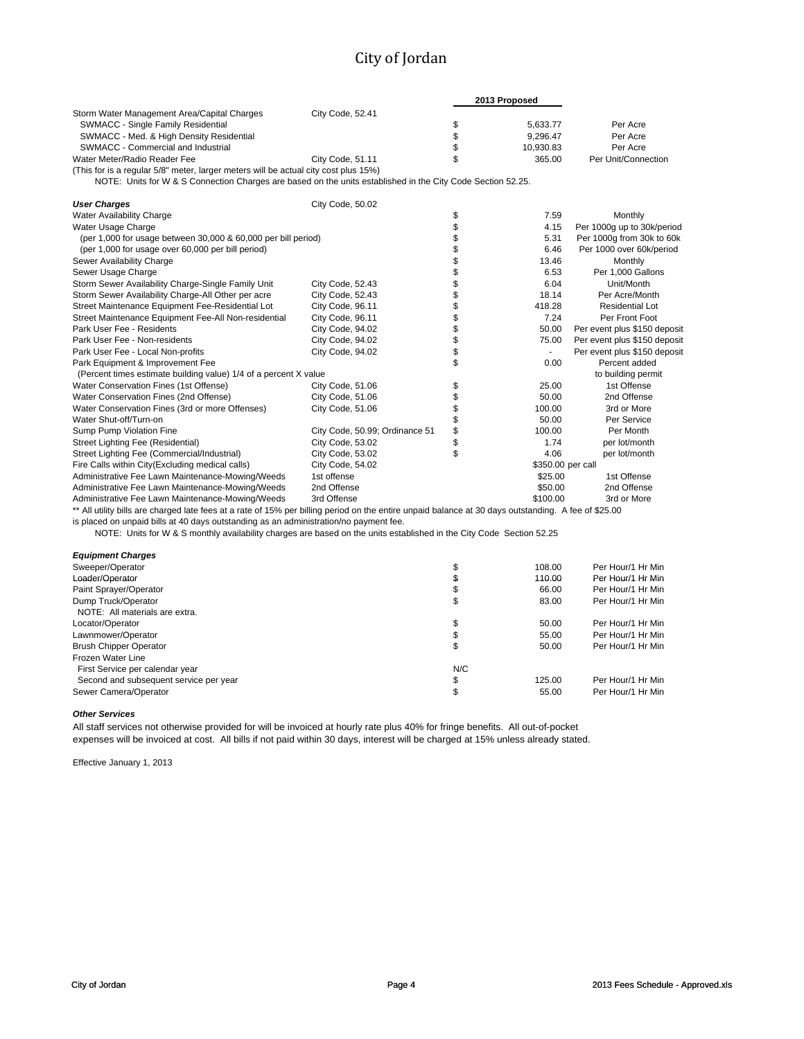# City of Jordan

| | | | 2013 Proposed | |
|---|---|---|---|---|
| Storm Water Management Area/Capital Charges | City Code, 52.41 | | | |
| SWMACC - Single Family Residential | | $ | 5,633.77 | Per Acre |
| SWMACC - Med. & High Density Residential | | $ | 9,296.47 | Per Acre |
| SWMACC - Commercial and Industrial | | $ | 10,930.83 | Per Acre |
| Water Meter/Radio Reader Fee | City Code, 51.11 | $ | 365.00 | Per Unit/Connection |

(This for is a regular 5/8" meter, larger meters will be actual city cost plus 15%)

NOTE: Units for W & S Connection Charges are based on the units established in the City Code Section 52.25.

| | | | | |
|---|---|---|---|---|
| ***User Charges*** | City Code, 50.02 | | | |
| Water Availability Charge | | $ | 7.59 | Monthly |
| Water Usage Charge | | $ | 4.15 | Per 1000g up to 30k/period |
| (per 1,000 for usage between 30,000 & 60,000 per bill period) | | $ | 5.31 | Per 1000g from 30k to 60k |
| (per 1,000 for usage over 60,000 per bill period) | | $ | 6.46 | Per 1000 over 60k/period |
| Sewer Availability Charge | | $ | 13.46 | Monthly |
| Sewer Usage Charge | | $ | 6.53 | Per 1,000 Gallons |
| Storm Sewer Availability Charge-Single Family Unit | City Code, 52.43 | $ | 6.04 | Unit/Month |
| Storm Sewer Availability Charge-All Other per acre | City Code, 52.43 | $ | 18.14 | Per Acre/Month |
| Street Maintenance Equipment Fee-Residential Lot | City Code, 96.11 | $ | 418.28 | Residential Lot |
| Street Maintenance Equipment Fee-All Non-residential | City Code, 96.11 | $ | 7.24 | Per Front Foot |
| Park User Fee - Residents | City Code, 94.02 | $ | 50.00 | Per event plus $150 deposit |
| Park User Fee - Non-residents | City Code, 94.02 | $ | 75.00 | Per event plus $150 deposit |
| Park User Fee - Local Non-profits | City Code, 94.02 | $ | - | Per event plus $150 deposit |
| Park Equipment & Improvement Fee | | $ | 0.00 | Percent added |
| (Percent times estimate building value) 1/4 of a percent X value | | | | to building permit |
| Water Conservation Fines (1st Offense) | City Code, 51.06 | $ | 25.00 | 1st Offense |
| Water Conservation Fines (2nd Offense) | City Code, 51.06 | $ | 50.00 | 2nd Offense |
| Water Conservation Fines (3rd or more Offenses) | City Code, 51.06 | $ | 100.00 | 3rd or More |
| Water Shut-off/Turn-on | | $ | 50.00 | Per Service |
| Sump Pump Violation Fine | City Code, 50.99; Ordinance 51 | $ | 100.00 | Per Month |
| Street Lighting Fee (Residential) | City Code, 53.02 | $ | 1.74 | per lot/month |
| Street Lighting Fee (Commercial/Industrial) | City Code, 53.02 | $ | 4.06 | per lot/month |
| Fire Calls within City(Excluding medical calls) | City Code, 54.02 | | $350.00 per call | |
| Administrative Fee Lawn Maintenance-Mowing/Weeds | 1st offense | | $25.00 | 1st Offense |
| Administrative Fee Lawn Maintenance-Mowing/Weeds | 2nd Offense | | $50.00 | 2nd Offense |
| Administrative Fee Lawn Maintenance-Mowing/Weeds | 3rd Offense | | $100.00 | 3rd or More |

** All utility bills are charged late fees at a rate of 15% per billing period on the entire unpaid balance at 30 days outstanding. A fee of $25.00 is placed on unpaid bills at 40 days outstanding as an administration/no payment fee.

NOTE: Units for W & S monthly availability charges are based on the units established in the City Code Section 52.25

| | | | |
|---|---|---|---|
| ***Equipment Charges*** | | | |
| Sweeper/Operator | $ | 108.00 | Per Hour/1 Hr Min |
| Loader/Operator | $ | 110.00 | Per Hour/1 Hr Min |
| Paint Sprayer/Operator | $ | 66.00 | Per Hour/1 Hr Min |
| Dump Truck/Operator | $ | 83.00 | Per Hour/1 Hr Min |
| NOTE: All materials are extra. | | | |
| Locator/Operator | $ | 50.00 | Per Hour/1 Hr Min |
| Lawnmower/Operator | $ | 55.00 | Per Hour/1 Hr Min |
| Brush Chipper Operator | $ | 50.00 | Per Hour/1 Hr Min |
| Frozen Water Line | | | |
| First Service per calendar year | N/C | | |
| Second and subsequent service per year | $ | 125.00 | Per Hour/1 Hr Min |
| Sewer Camera/Operator | $ | 55.00 | Per Hour/1 Hr Min |

***Other Services***

All staff services not otherwise provided for will be invoiced at hourly rate plus 40% for fringe benefits. All out-of-pocket expenses will be invoiced at cost. All bills if not paid within 30 days, interest will be charged at 15% unless already stated.

Effective January 1, 2013